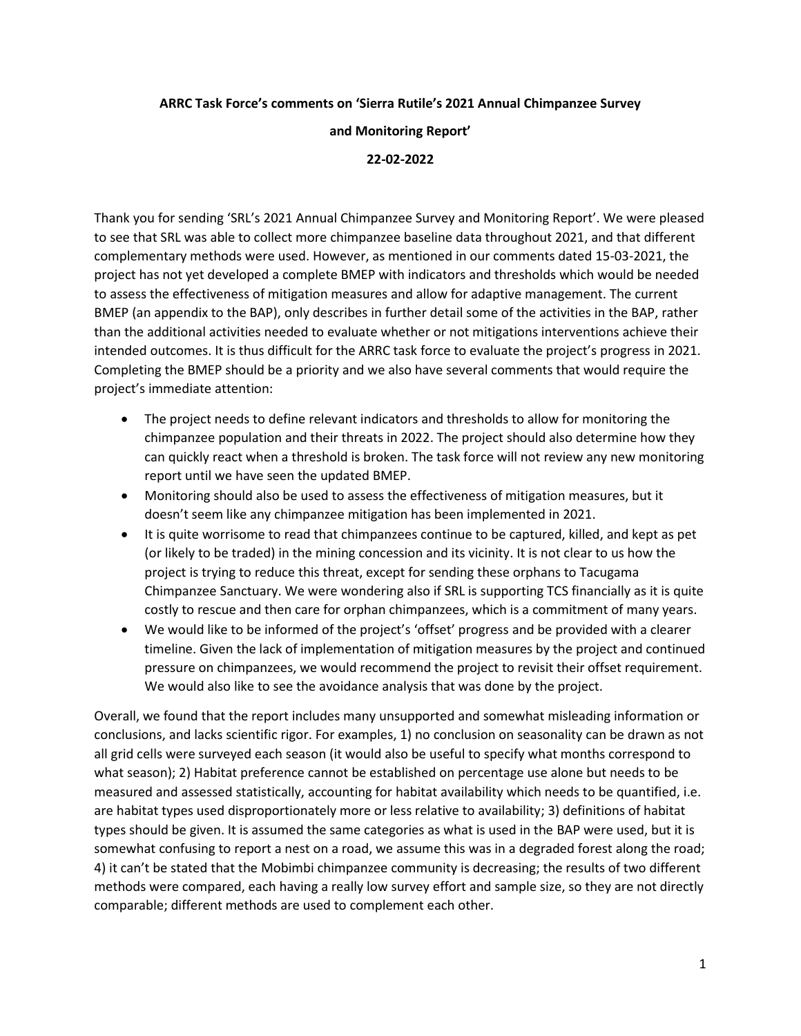**ARRC Task Force's comments on 'Sierra Rutile's 2021 Annual Chimpanzee Survey and Monitoring Report'**

**22-02-2022**

Thank you for sending 'SRL's 2021 Annual Chimpanzee Survey and Monitoring Report'. We were pleased to see that SRL was able to collect more chimpanzee baseline data throughout 2021, and that different complementary methods were used. However, as mentioned in our comments dated 15-03-2021, the project has not yet developed a complete BMEP with indicators and thresholds which would be needed to assess the effectiveness of mitigation measures and allow for adaptive management. The current BMEP (an appendix to the BAP), only describes in further detail some of the activities in the BAP, rather than the additional activities needed to evaluate whether or not mitigations interventions achieve their intended outcomes. It is thus difficult for the ARRC task force to evaluate the project's progress in 2021. Completing the BMEP should be a priority and we also have several comments that would require the project's immediate attention:

- The project needs to define relevant indicators and thresholds to allow for monitoring the chimpanzee population and their threats in 2022. The project should also determine how they can quickly react when a threshold is broken. The task force will not review any new monitoring report until we have seen the updated BMEP.
- Monitoring should also be used to assess the effectiveness of mitigation measures, but it doesn't seem like any chimpanzee mitigation has been implemented in 2021.
- It is quite worrisome to read that chimpanzees continue to be captured, killed, and kept as pet (or likely to be traded) in the mining concession and its vicinity. It is not clear to us how the project is trying to reduce this threat, except for sending these orphans to Tacugama Chimpanzee Sanctuary. We were wondering also if SRL is supporting TCS financially as it is quite costly to rescue and then care for orphan chimpanzees, which is a commitment of many years.
- We would like to be informed of the project's 'offset' progress and be provided with a clearer timeline. Given the lack of implementation of mitigation measures by the project and continued pressure on chimpanzees, we would recommend the project to revisit their offset requirement. We would also like to see the avoidance analysis that was done by the project.

Overall, we found that the report includes many unsupported and somewhat misleading information or conclusions, and lacks scientific rigor. For examples, 1) no conclusion on seasonality can be drawn as not all grid cells were surveyed each season (it would also be useful to specify what months correspond to what season); 2) Habitat preference cannot be established on percentage use alone but needs to be measured and assessed statistically, accounting for habitat availability which needs to be quantified, i.e. are habitat types used disproportionately more or less relative to availability; 3) definitions of habitat types should be given. It is assumed the same categories as what is used in the BAP were used, but it is somewhat confusing to report a nest on a road, we assume this was in a degraded forest along the road; 4) it can't be stated that the Mobimbi chimpanzee community is decreasing; the results of two different methods were compared, each having a really low survey effort and sample size, so they are not directly comparable; different methods are used to complement each other.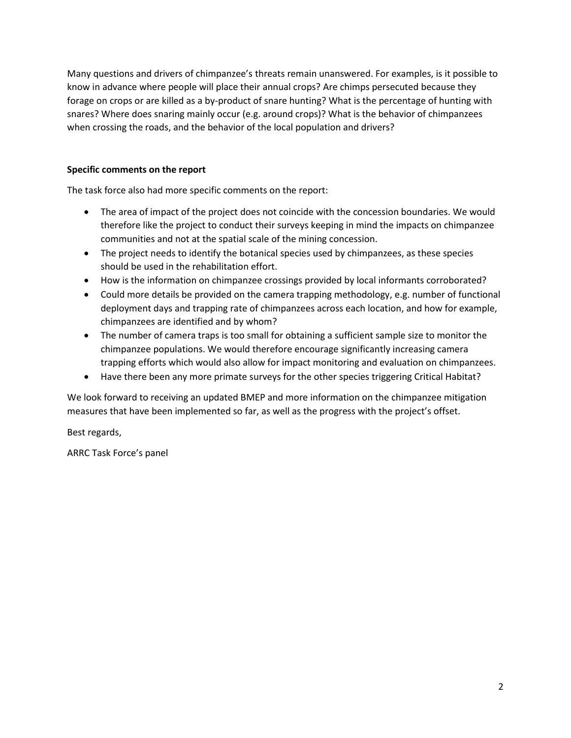Many questions and drivers of chimpanzee's threats remain unanswered. For examples, is it possible to know in advance where people will place their annual crops? Are chimps persecuted because they forage on crops or are killed as a by-product of snare hunting? What is the percentage of hunting with snares? Where does snaring mainly occur (e.g. around crops)? What is the behavior of chimpanzees when crossing the roads, and the behavior of the local population and drivers?

**Specific comments on the report**

The task force also had more specific comments on the report:

- The area of impact of the project does not coincide with the concession boundaries. We would therefore like the project to conduct their surveys keeping in mind the impacts on chimpanzee communities and not at the spatial scale of the mining concession.
- The project needs to identify the botanical species used by chimpanzees, as these species should be used in the rehabilitation effort.
- How is the information on chimpanzee crossings provided by local informants corroborated?
- Could more details be provided on the camera trapping methodology, e.g. number of functional deployment days and trapping rate of chimpanzees across each location, and how for example, chimpanzees are identified and by whom?
- The number of camera traps is too small for obtaining a sufficient sample size to monitor the chimpanzee populations. We would therefore encourage significantly increasing camera trapping efforts which would also allow for impact monitoring and evaluation on chimpanzees.
- Have there been any more primate surveys for the other species triggering Critical Habitat?

We look forward to receiving an updated BMEP and more information on the chimpanzee mitigation measures that have been implemented so far, as well as the progress with the project's offset.

Best regards,

ARRC Task Force's panel